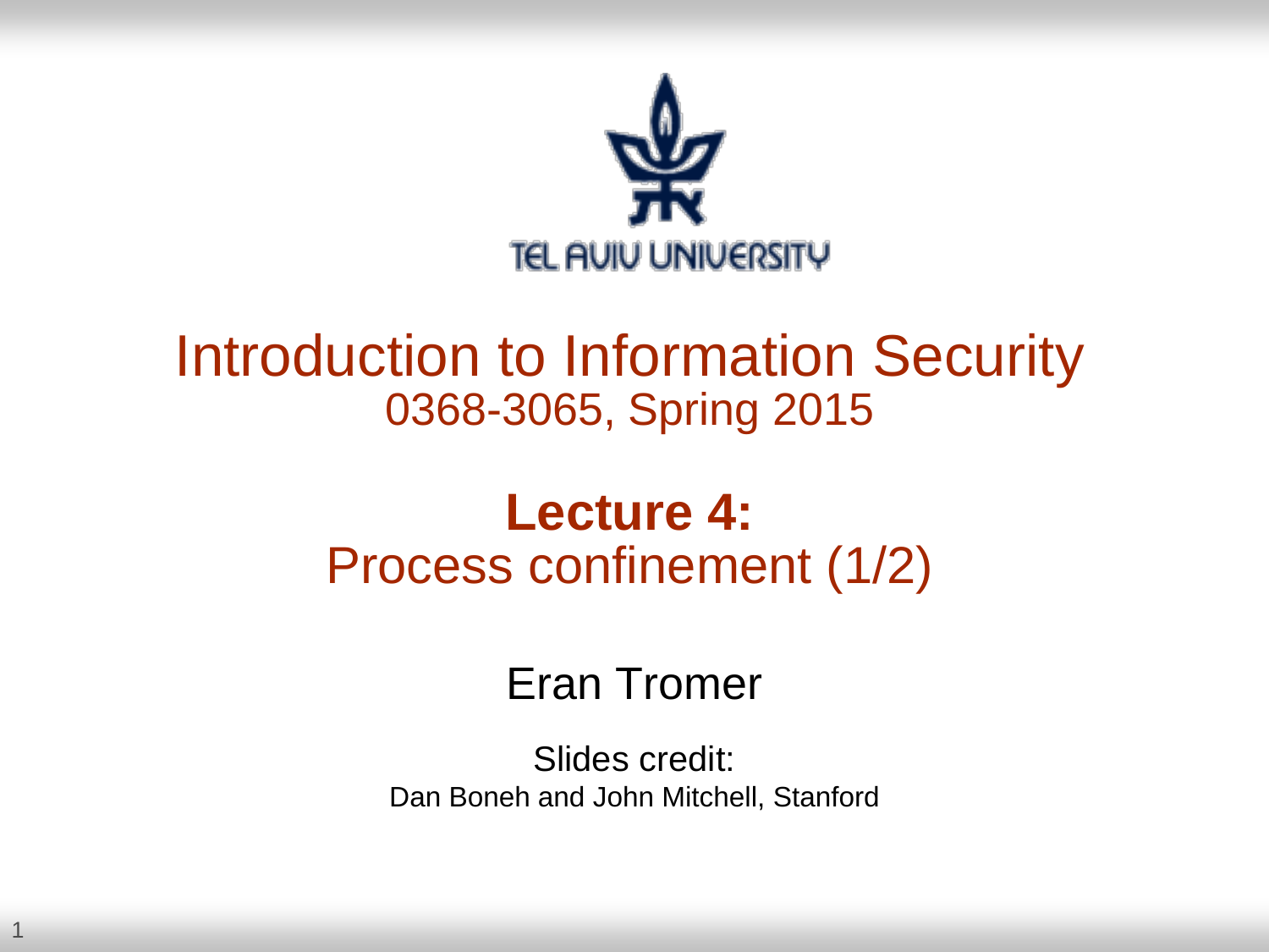TEL AVIV UNIVERSITY

# Introduction to Information Security

0368-3065, Spring 2015

## **Lecture 4:**
## Process confinement (1/2)

Eran Tromer

Slides credit:

Dan Boneh and John Mitchell, Stanford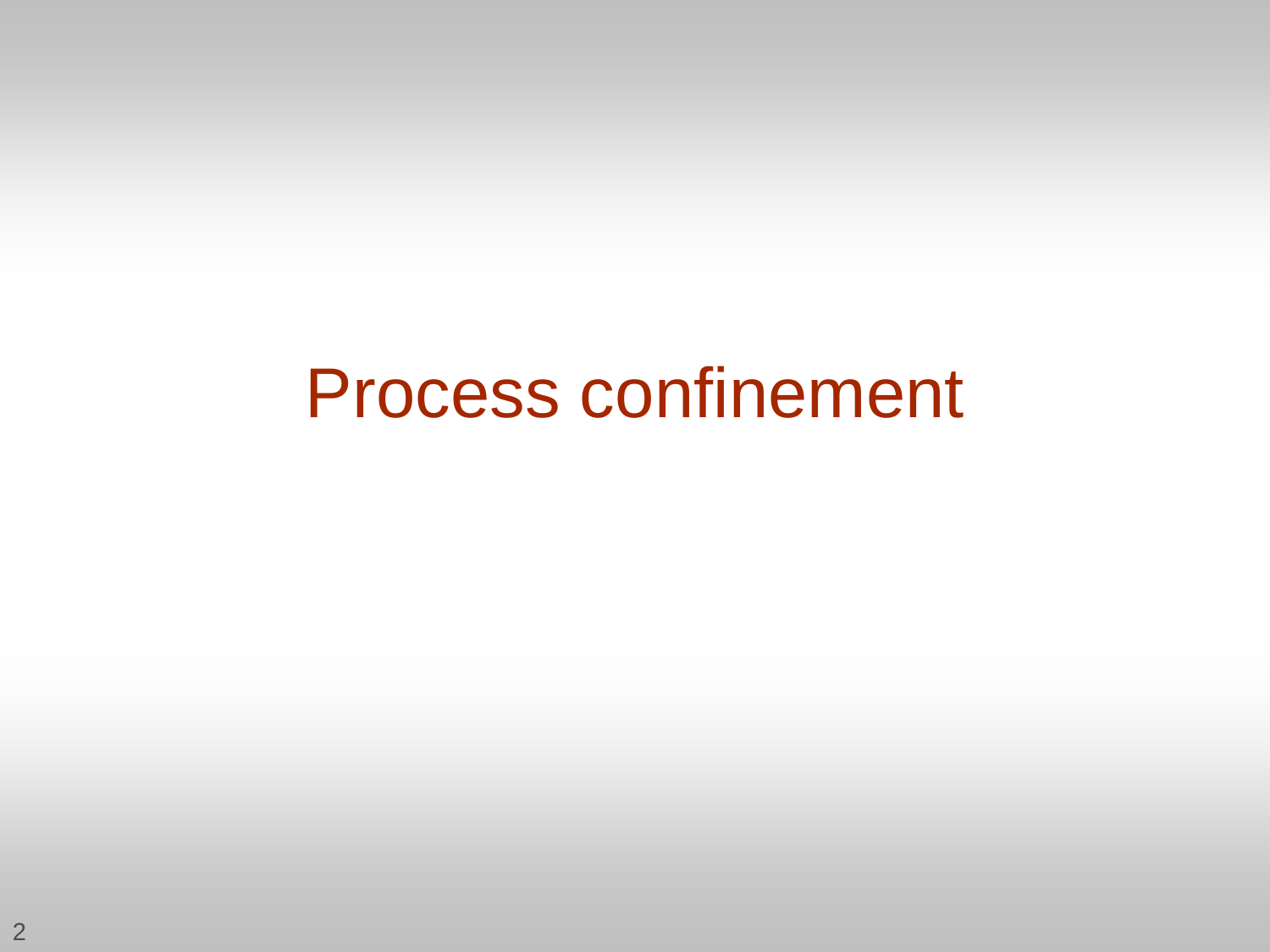# Process confinement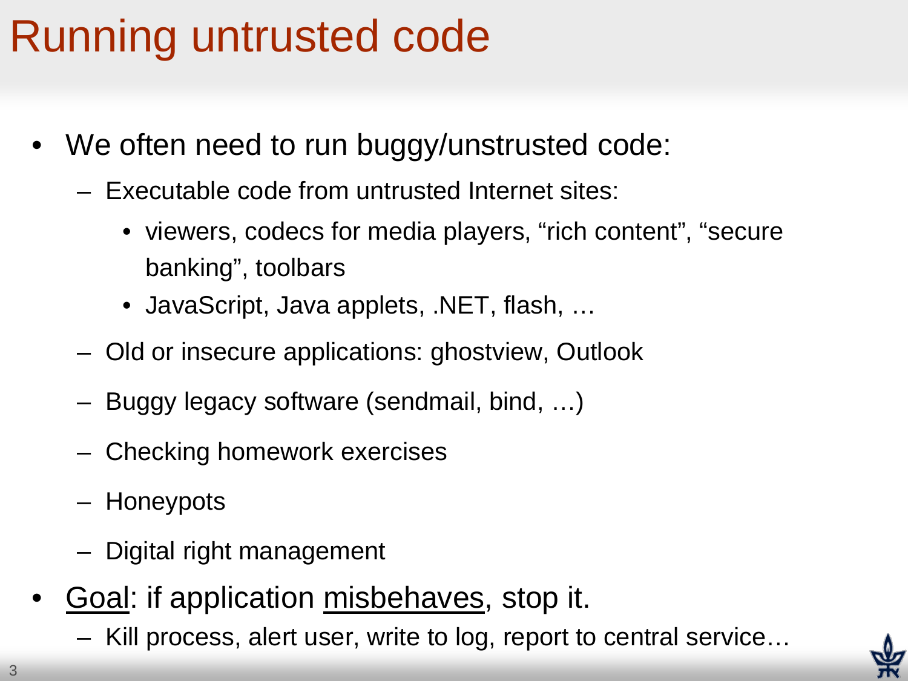# Running untrusted code

- We often need to run buggy/unstrusted code:
  - Executable code from untrusted Internet sites:
    - viewers, codecs for media players, “rich content”, “secure banking”, toolbars
    - JavaScript, Java applets, .NET, flash, …
  - Old or insecure applications: ghostview, Outlook
  - Buggy legacy software (sendmail, bind, …)
  - Checking homework exercises
  - Honeypots
  - Digital right management
- <u>Goal</u>: if application <u>misbehaves</u>, stop it.
  - Kill process, alert user, write to log, report to central service…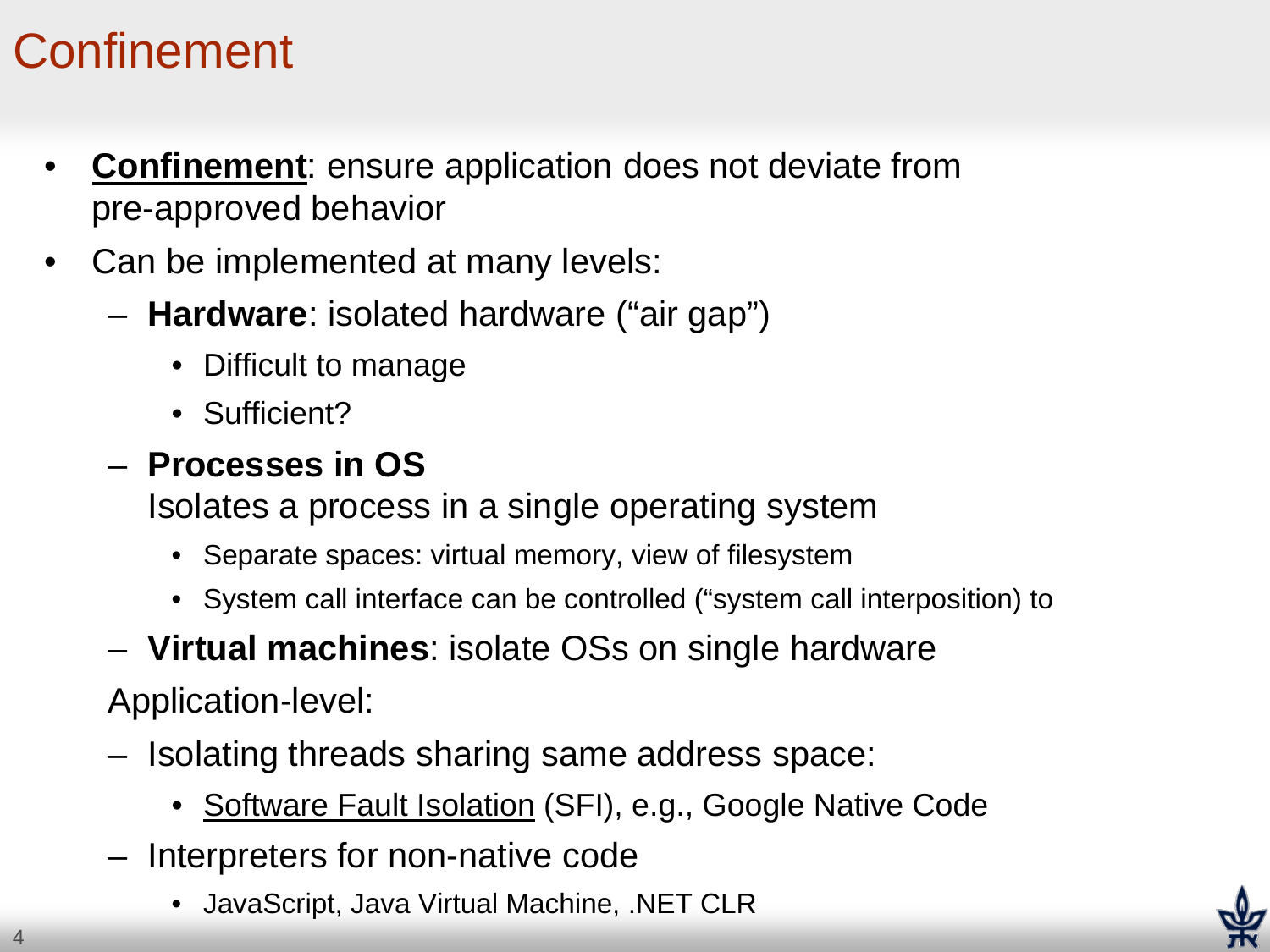# Confinement

- **Confinement**: ensure application does not deviate from pre-approved behavior
- Can be implemented at many levels:
  - **Hardware**: isolated hardware ("air gap")
    - Difficult to manage
    - Sufficient?
  - **Processes in OS**
    Isolates a process in a single operating system
    - Separate spaces: virtual memory, view of filesystem
    - System call interface can be controlled ("system call interposition) to
  - **Virtual machines**: isolate OSs on single hardware

  Application-level:
  - Isolating threads sharing same address space:
    - Software Fault Isolation (SFI), e.g., Google Native Code
  - Interpreters for non-native code
    - JavaScript, Java Virtual Machine, .NET CLR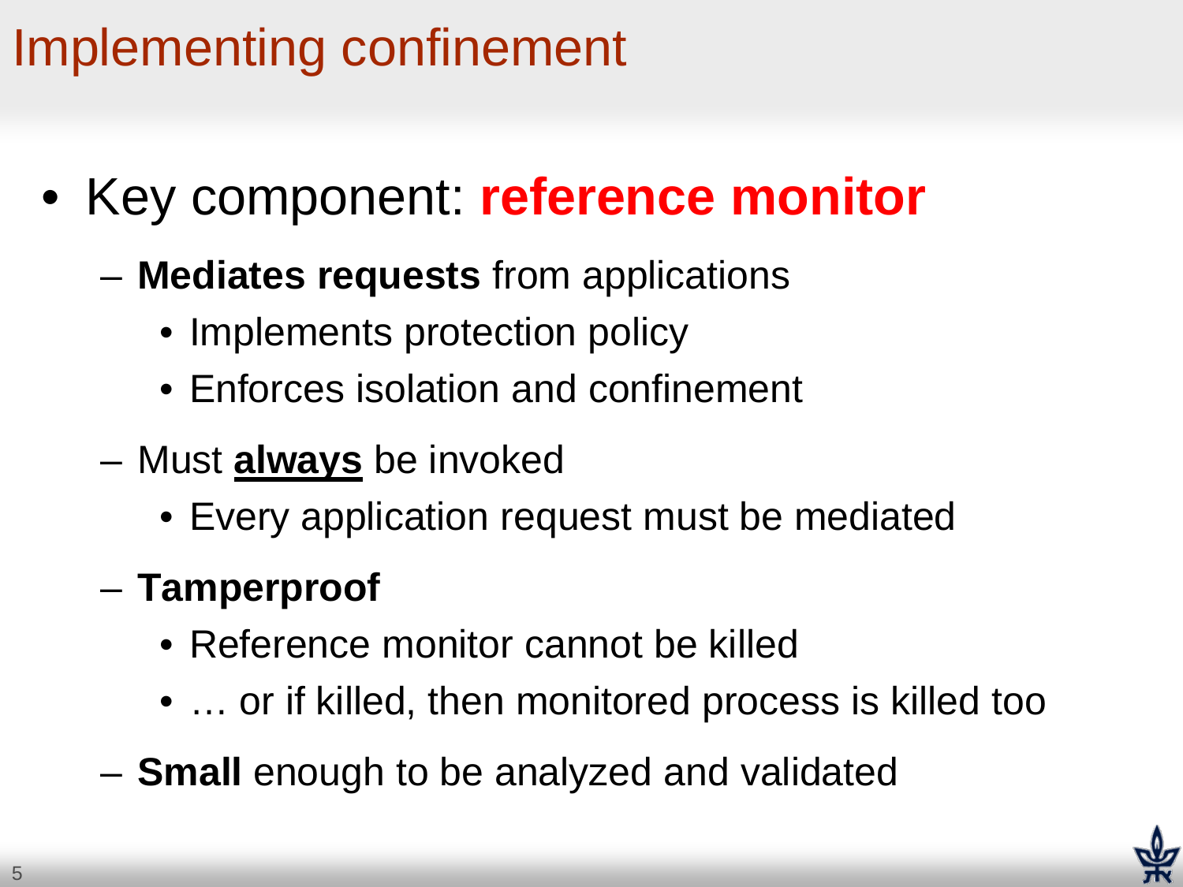# Implementing confinement

- Key component: **reference monitor**
  - **Mediates requests** from applications
    - Implements protection policy
    - Enforces isolation and confinement
  - Must **always** be invoked
    - Every application request must be mediated
  - **Tamperproof**
    - Reference monitor cannot be killed
    - … or if killed, then monitored process is killed too
  - **Small** enough to be analyzed and validated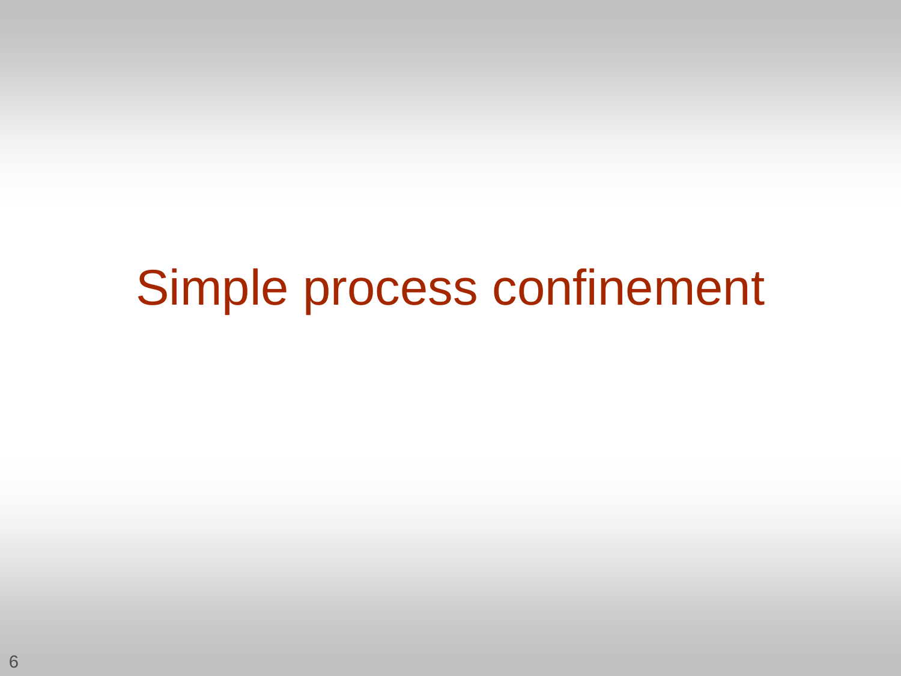# Simple process confinement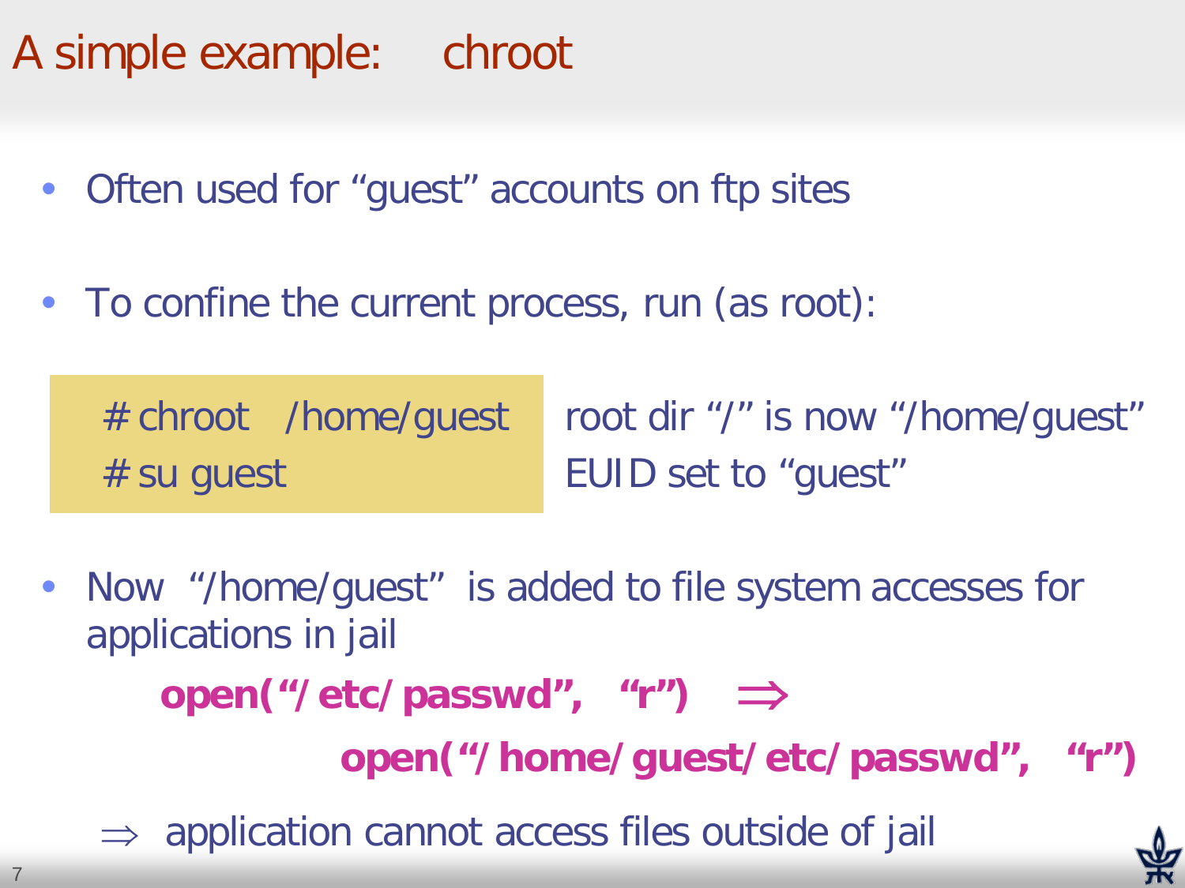# A simple example: chroot

- Often used for “guest” accounts on ftp sites
- To confine the current process, run (as root):

```
# chroot /home/guest     root dir “/” is now “/home/guest”
# su guest               EUID set to “guest”
```

- Now “/home/guest” is added to file system accesses for applications in jail

  **open(“/etc/passwd”, “r”) ⇒**

  **open(“/home/guest/etc/passwd”, “r”)**

⇒ application cannot access files outside of jail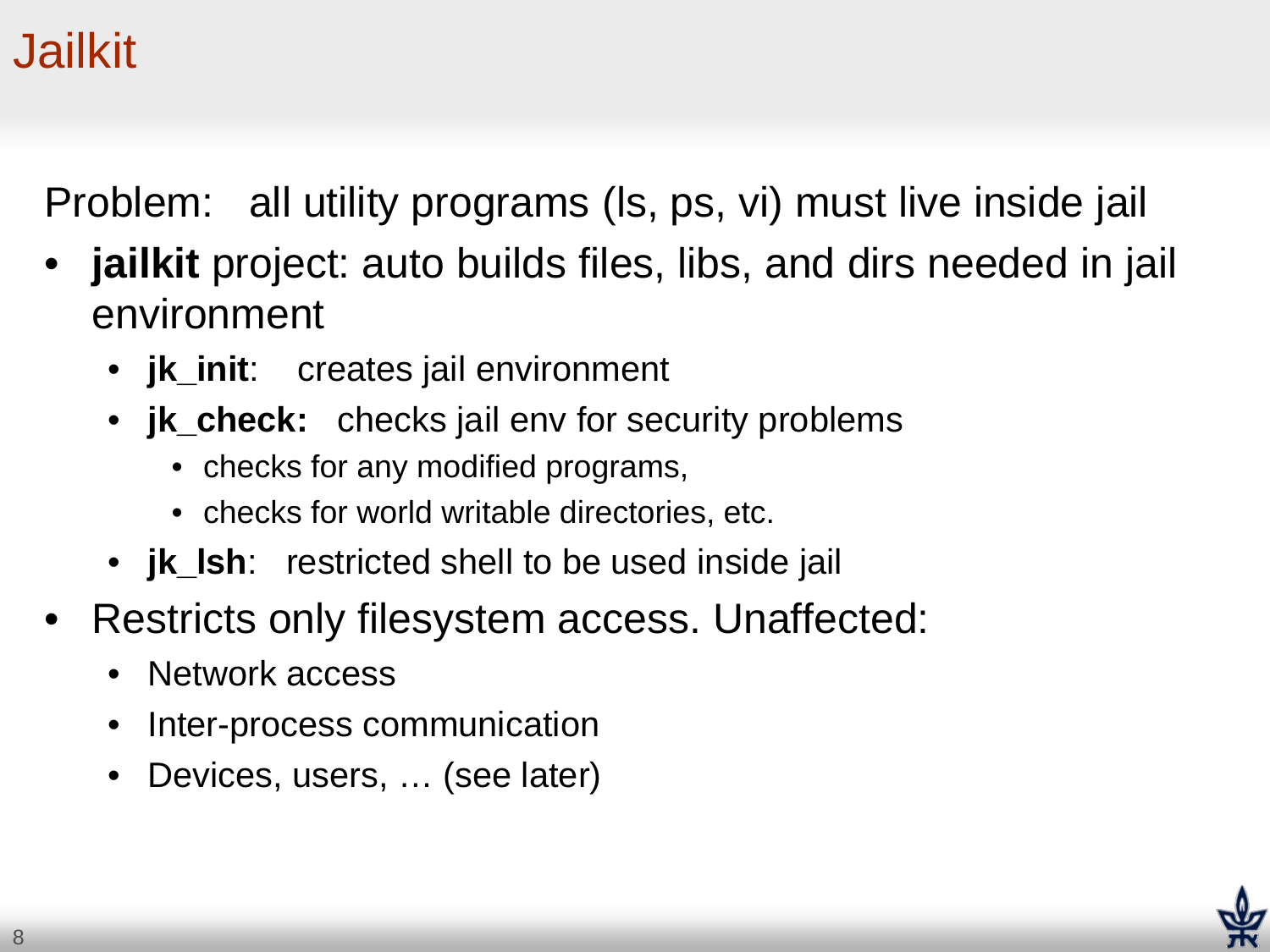# Jailkit

Problem: all utility programs (ls, ps, vi) must live inside jail

- **jailkit** project: auto builds files, libs, and dirs needed in jail environment
  - **jk_init**: creates jail environment
  - **jk_check:** checks jail env for security problems
    - checks for any modified programs,
    - checks for world writable directories, etc.
  - **jk_lsh**: restricted shell to be used inside jail
- Restricts only filesystem access. Unaffected:
  - Network access
  - Inter-process communication
  - Devices, users, … (see later)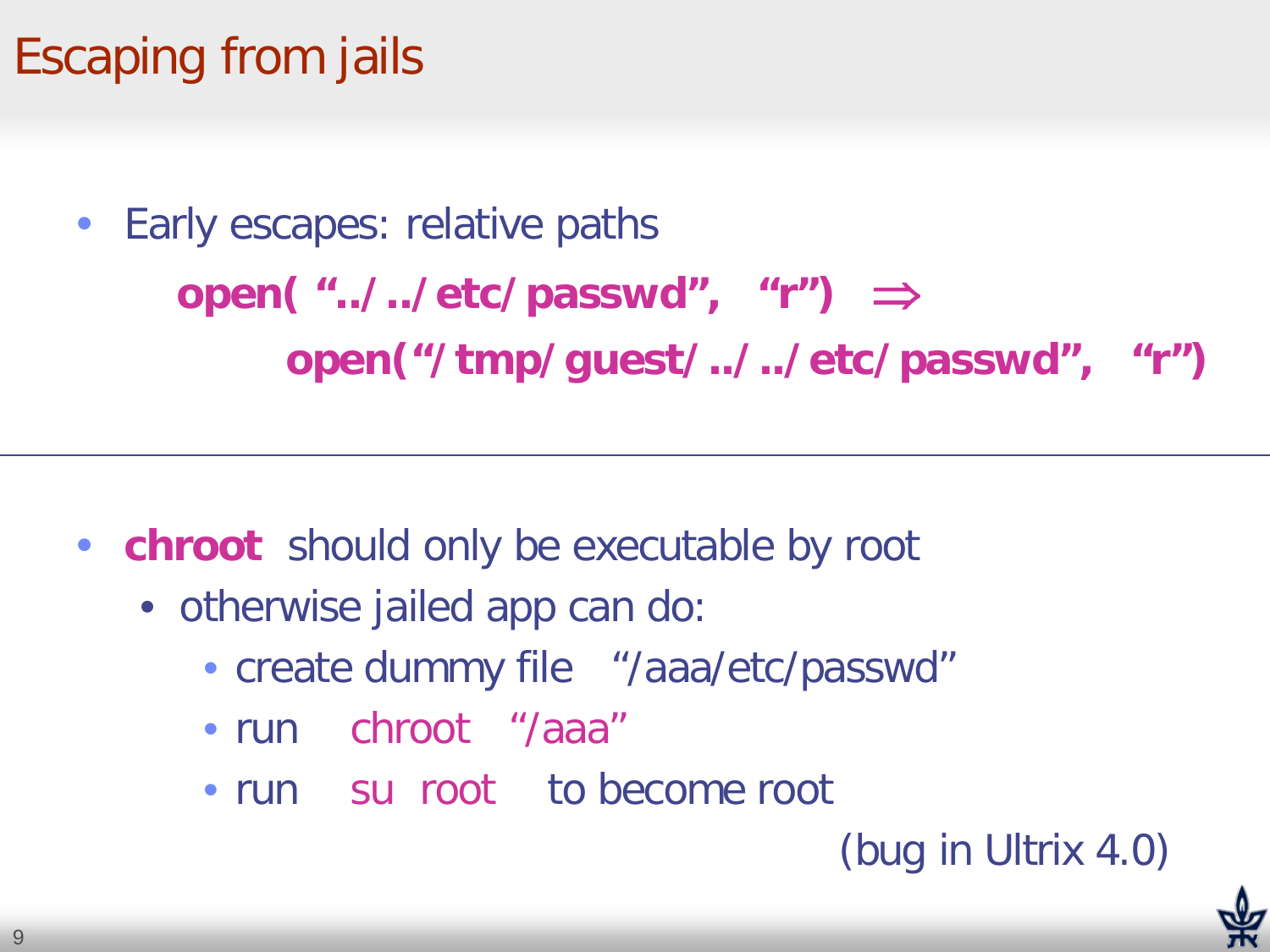# Escaping from jails

- Early escapes: relative paths

  **open( "../../etc/passwd", "r") ⇒**

  **open("/tmp/guest/../../etc/passwd", "r")**

---

- **chroot** should only be executable by root
  - otherwise jailed app can do:
    - create dummy file "/aaa/etc/passwd"
    - run chroot "/aaa"
    - run su root to become root

(bug in Ultrix 4.0)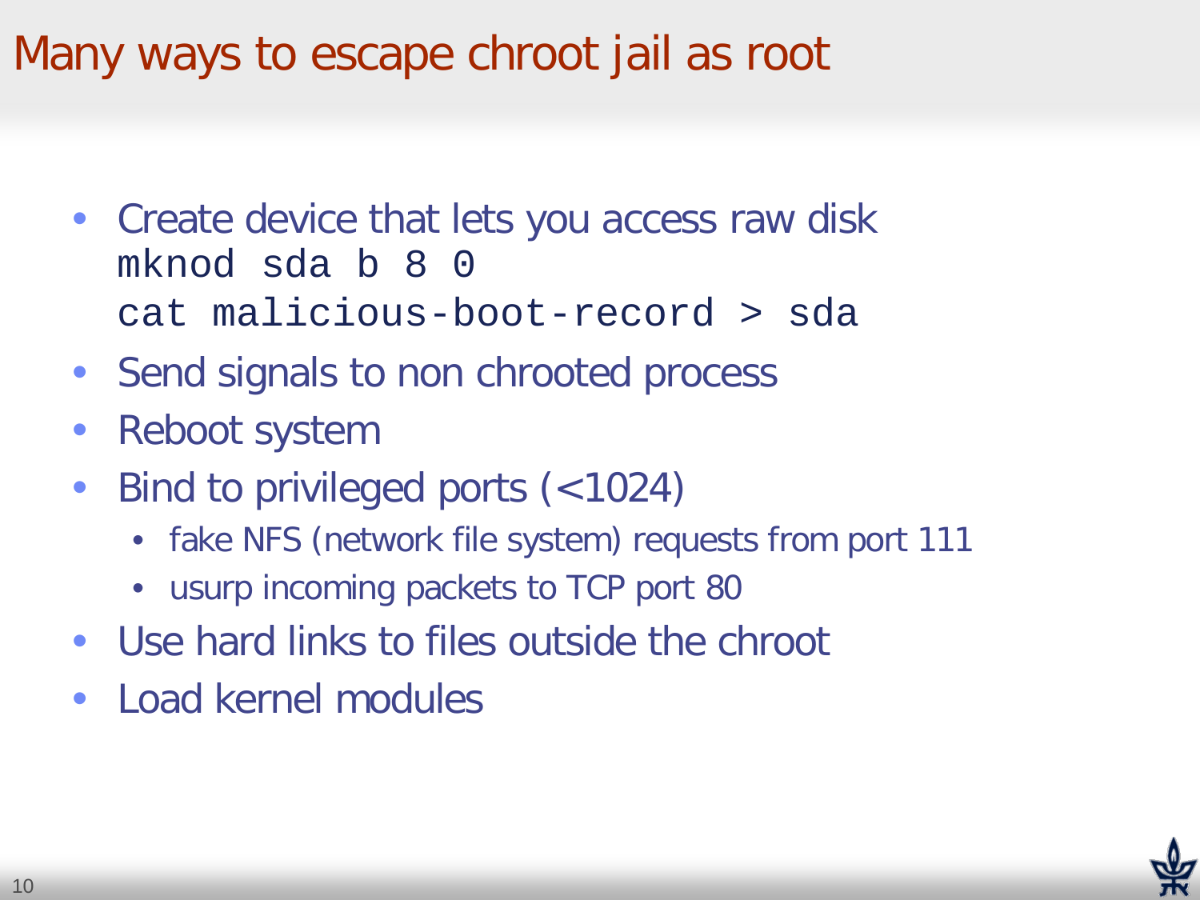# Many ways to escape chroot jail as root

- Create device that lets you access raw disk
  ```
  mknod sda b 8 0
  cat malicious-boot-record > sda
  ```
- Send signals to non chrooted process
- Reboot system
- Bind to privileged ports (<1024)
  - fake NFS (network file system) requests from port 111
  - usurp incoming packets to TCP port 80
- Use hard links to files outside the chroot
- Load kernel modules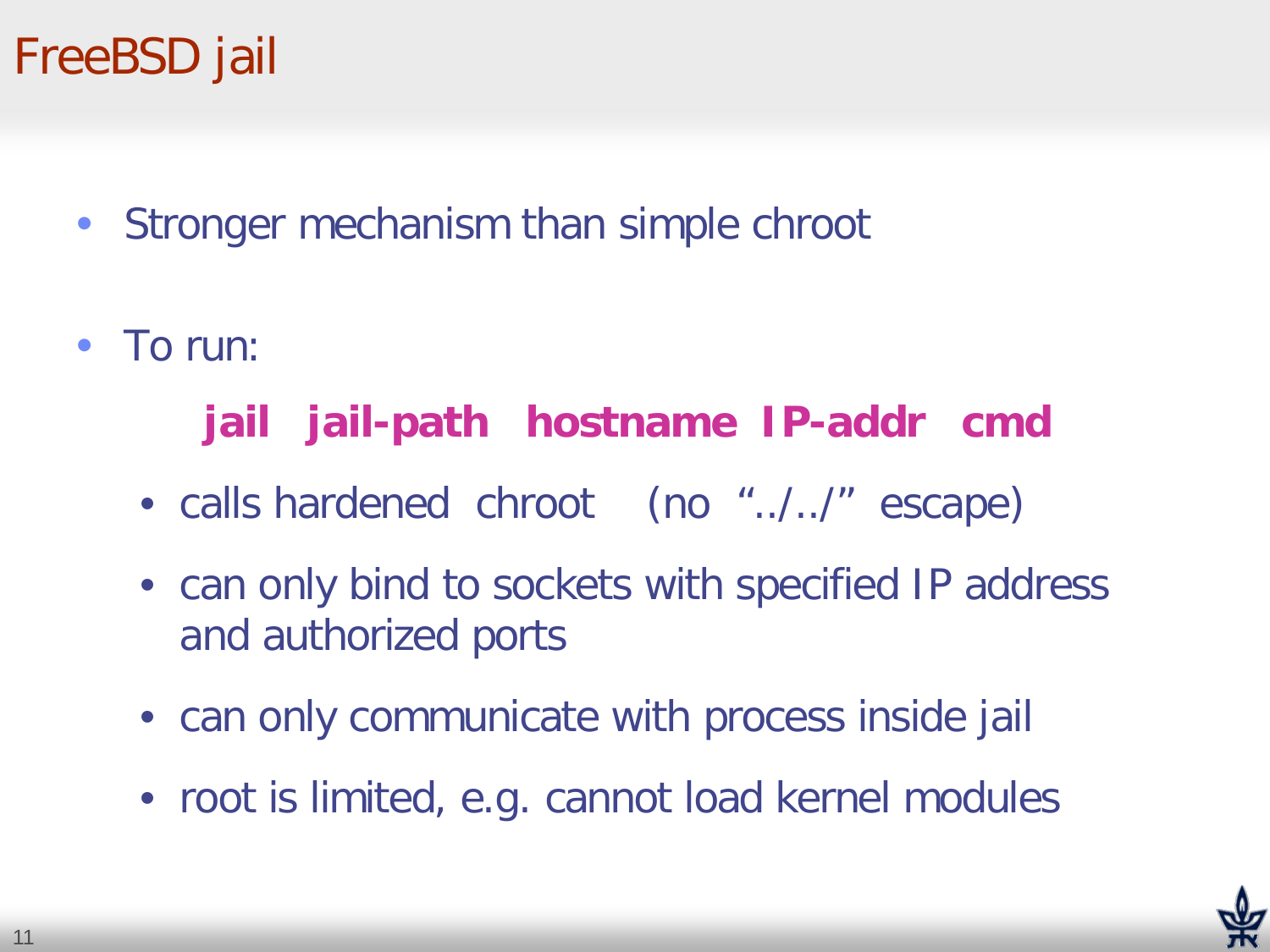# FreeBSD jail

- Stronger mechanism than simple chroot
- To run:

  **jail   jail-path   hostname  IP-addr   cmd**

  - calls hardened  chroot    (no  "../../"  escape)
  - can only bind to sockets with specified IP address and authorized ports
  - can only communicate with process inside jail
  - root is limited, e.g. cannot load kernel modules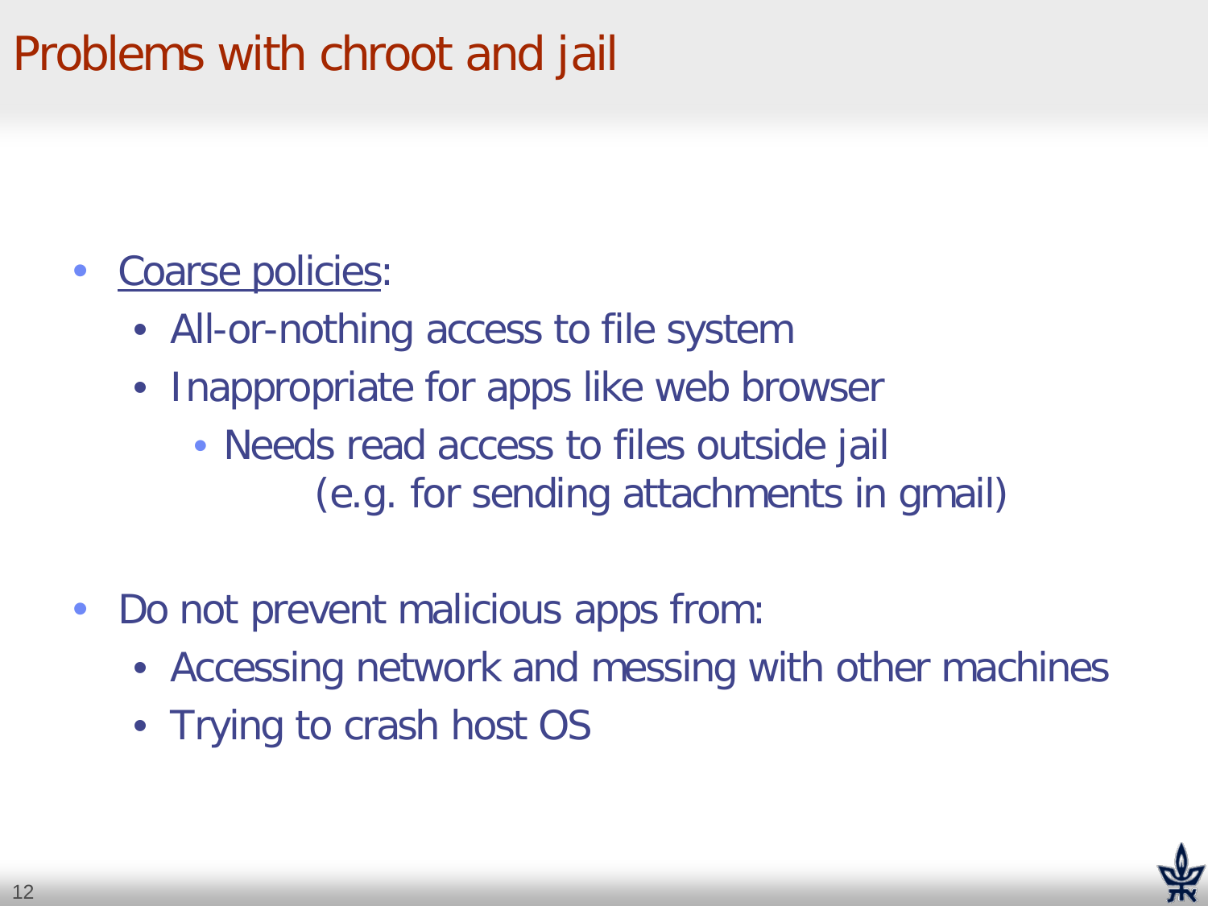# Problems with chroot and jail

- Coarse policies:
  - All-or-nothing access to file system
  - Inappropriate for apps like web browser
    - Needs read access to files outside jail (e.g. for sending attachments in gmail)

- Do not prevent malicious apps from:
  - Accessing network and messing with other machines
  - Trying to crash host OS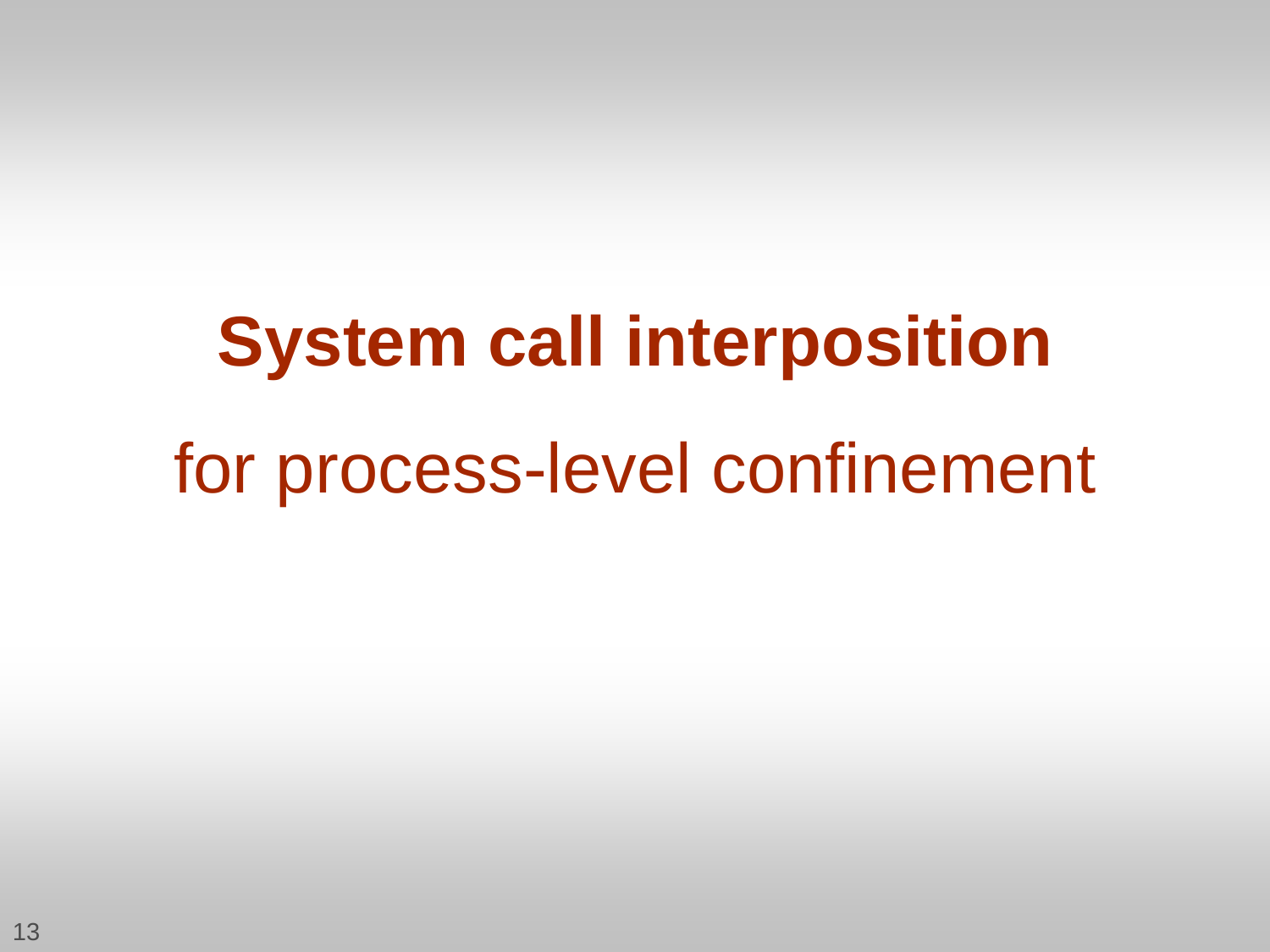# System call interposition

for process-level confinement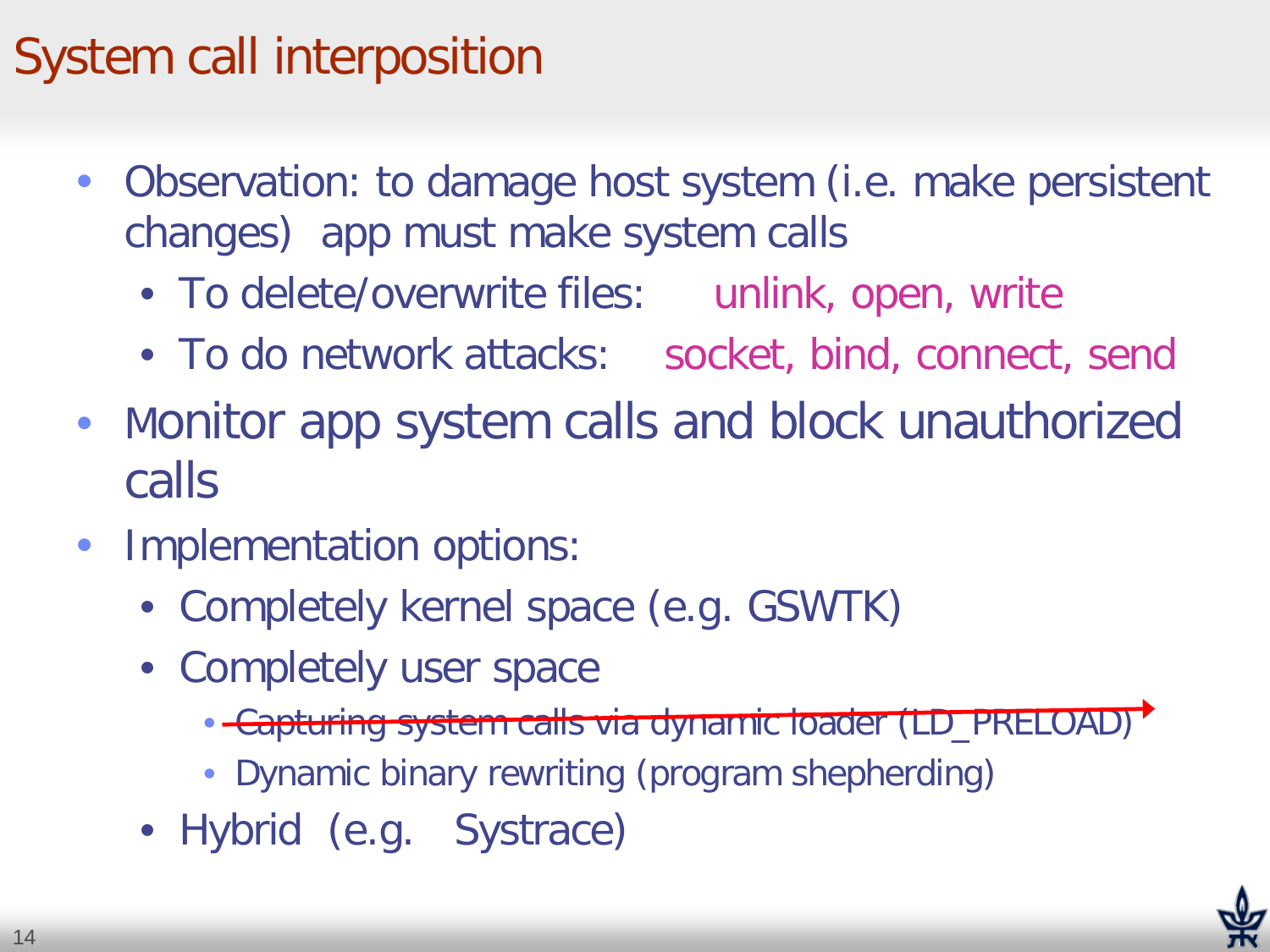# System call interposition

- Observation: to damage host system (i.e. make persistent changes) app must make system calls
  - To delete/overwrite files: unlink, open, write
  - To do network attacks: socket, bind, connect, send
- Monitor app system calls and block unauthorized calls
- Implementation options:
  - Completely kernel space (e.g. GSWTK)
  - Completely user space
    - ~~Capturing system calls via dynamic loader (LD_PRELOAD)~~
    - Dynamic binary rewriting (program shepherding)
  - Hybrid (e.g. Systrace)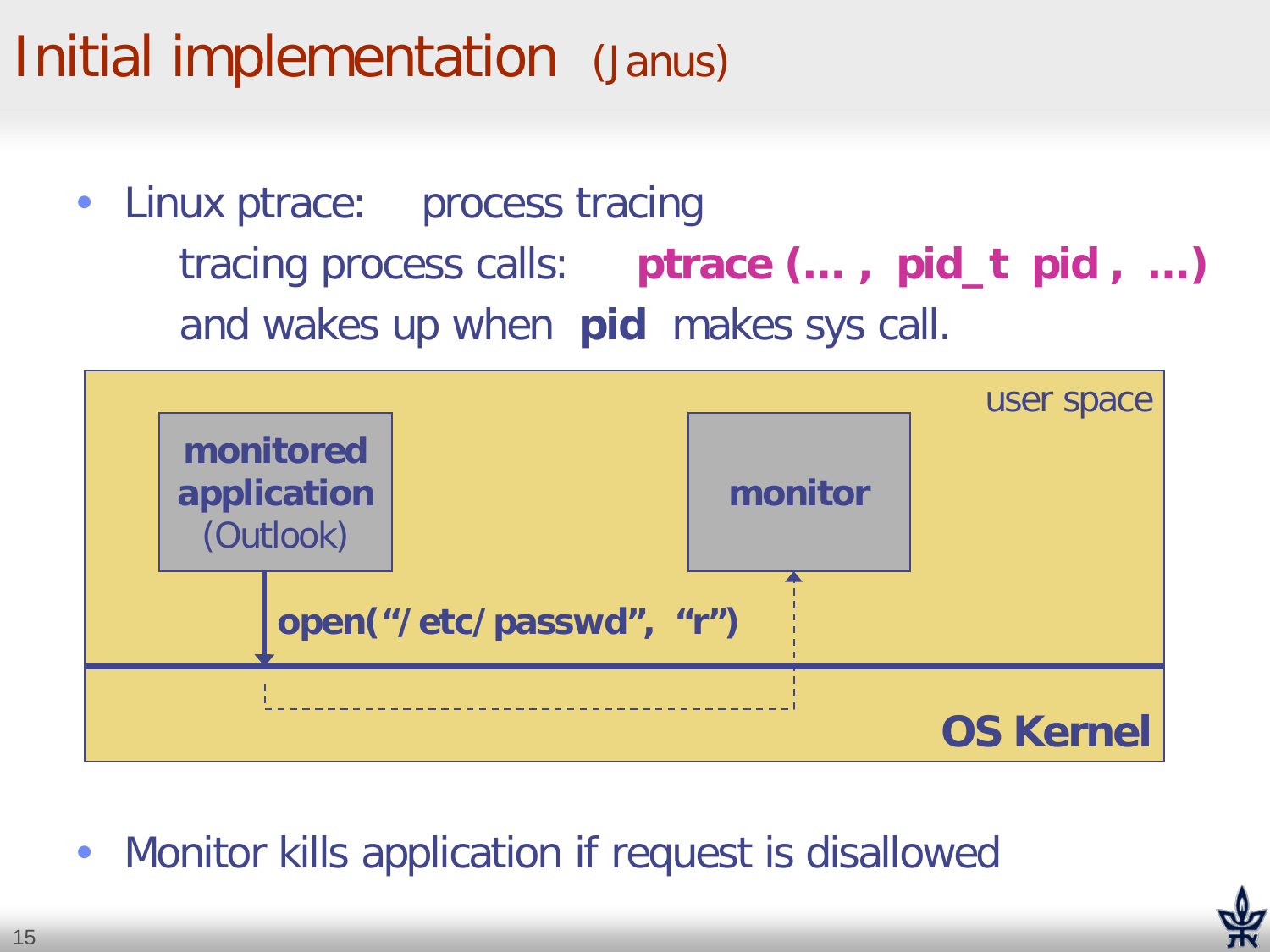# Initial implementation (Janus)

- Linux ptrace: process tracing

  tracing process calls: **ptrace (… , pid_t pid , …)**

  and wakes up when **pid** makes sys call.

user space

**monitored application** (Outlook)

**monitor**

**open("/etc/passwd", "r")**

**OS Kernel**

- Monitor kills application if request is disallowed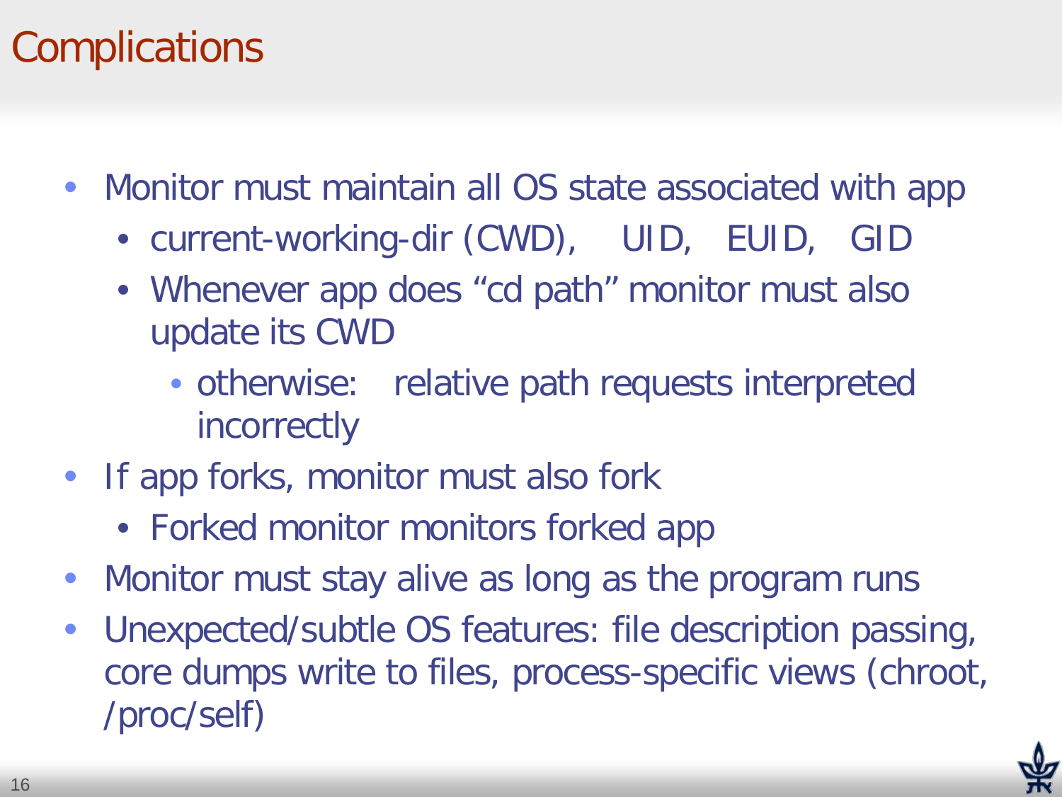# Complications

- Monitor must maintain all OS state associated with app
  - current-working-dir (CWD), UID, EUID, GID
  - Whenever app does “cd path” monitor must also update its CWD
    - otherwise: relative path requests interpreted incorrectly
- If app forks, monitor must also fork
  - Forked monitor monitors forked app
- Monitor must stay alive as long as the program runs
- Unexpected/subtle OS features: file description passing, core dumps write to files, process-specific views (chroot, /proc/self)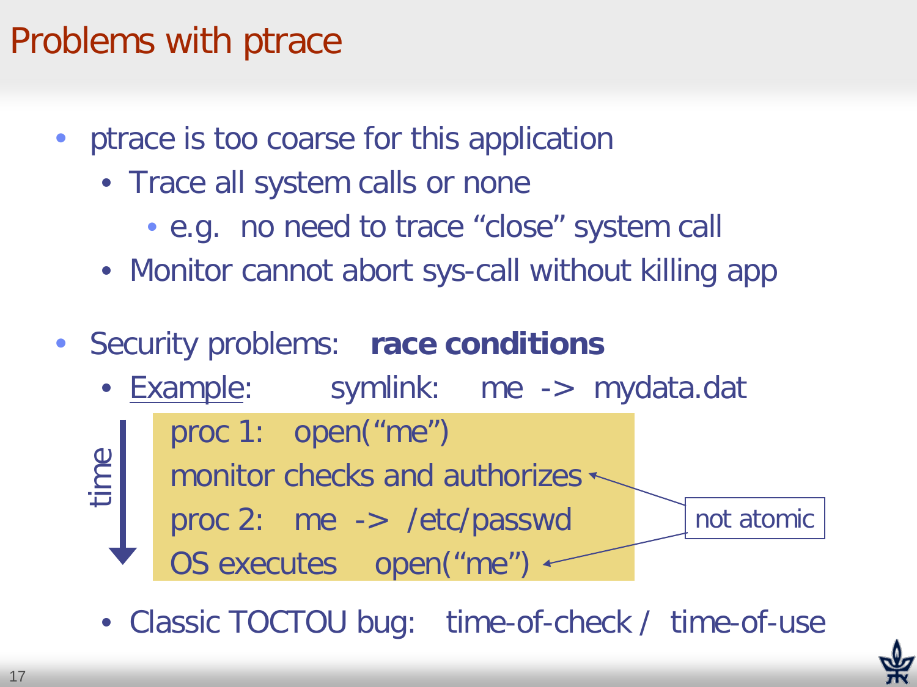# Problems with ptrace

- ptrace is too coarse for this application
  - Trace all system calls or none
    - e.g. no need to trace “close” system call
  - Monitor cannot abort sys-call without killing app

- Security problems: **race conditions**
  - Example: symlink: me -> mydata.dat

    time ↓

    proc 1: open(“me”)
    monitor checks and authorizes ← not atomic
    proc 2: me -> /etc/passwd
    OS executes open(“me”) ← not atomic

  - Classic TOCTOU bug: time-of-check / time-of-use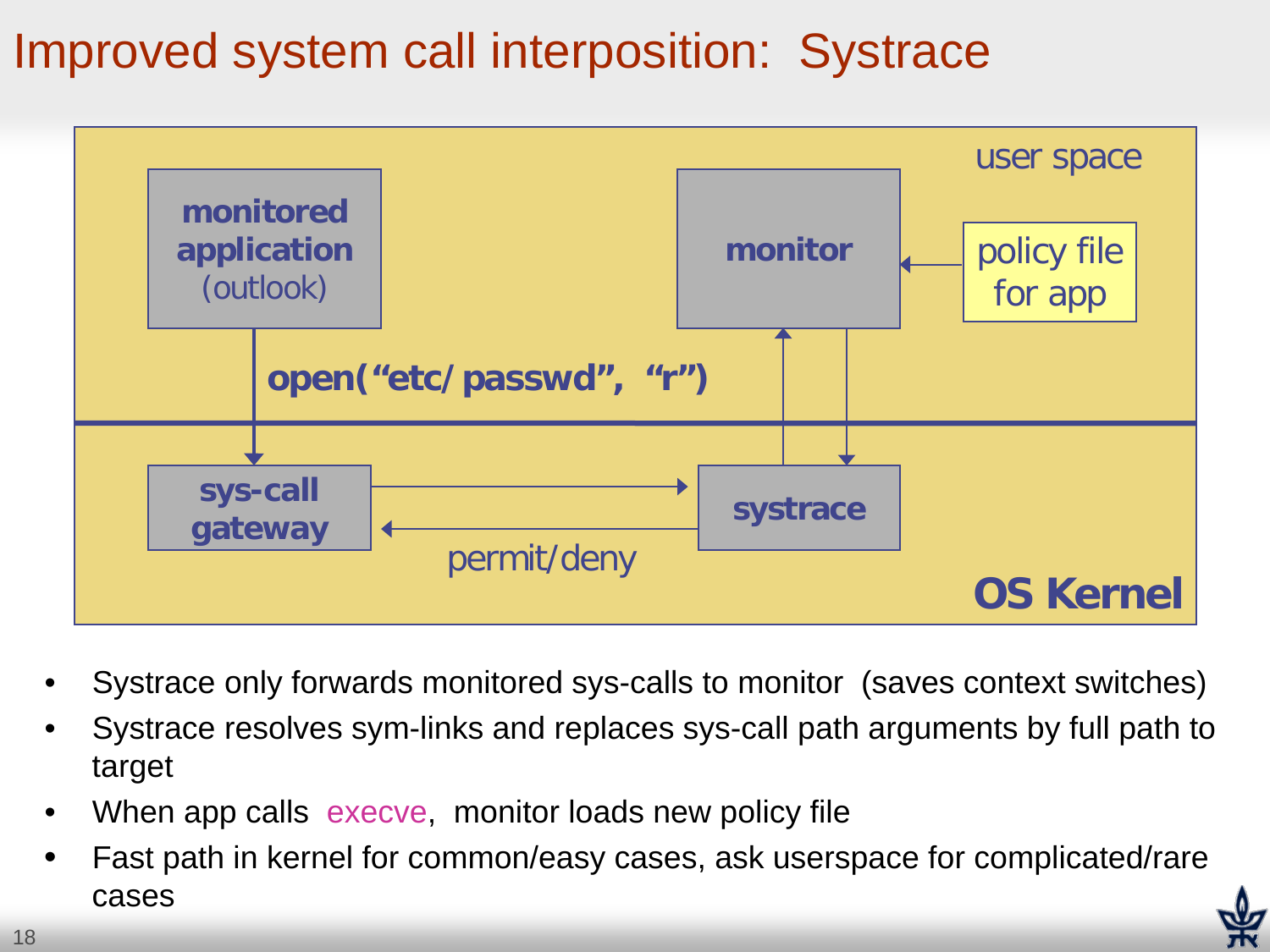# Improved system call interposition: Systrace

user space

monitored application (outlook)

monitor

policy file for app

open("etc/passwd", "r")

sys-call gateway

systrace

permit/deny

OS Kernel

- Systrace only forwards monitored sys-calls to monitor (saves context switches)
- Systrace resolves sym-links and replaces sys-call path arguments by full path to target
- When app calls execve, monitor loads new policy file
- Fast path in kernel for common/easy cases, ask userspace for complicated/rare cases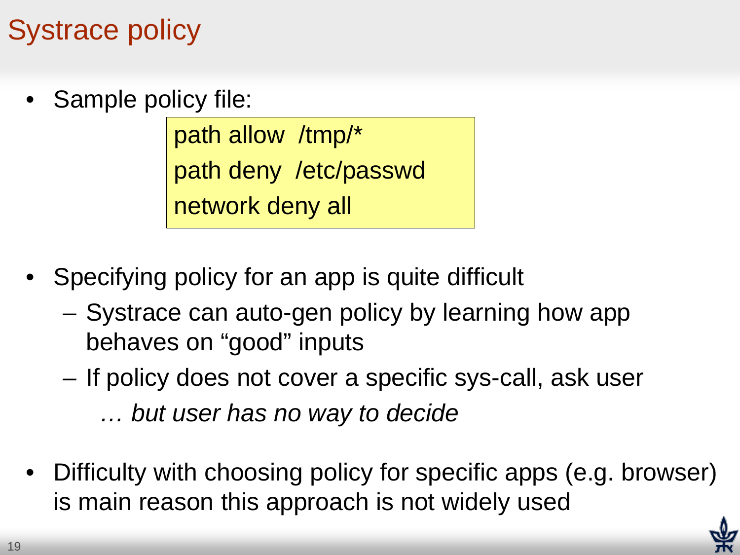# Systrace policy

- Sample policy file:

```
path allow  /tmp/*
path deny  /etc/passwd
network deny all
```

- Specifying policy for an app is quite difficult
  - Systrace can auto-gen policy by learning how app behaves on “good” inputs
  - If policy does not cover a specific sys-call, ask user

    *… but user has no way to decide*

- Difficulty with choosing policy for specific apps (e.g. browser) is main reason this approach is not widely used